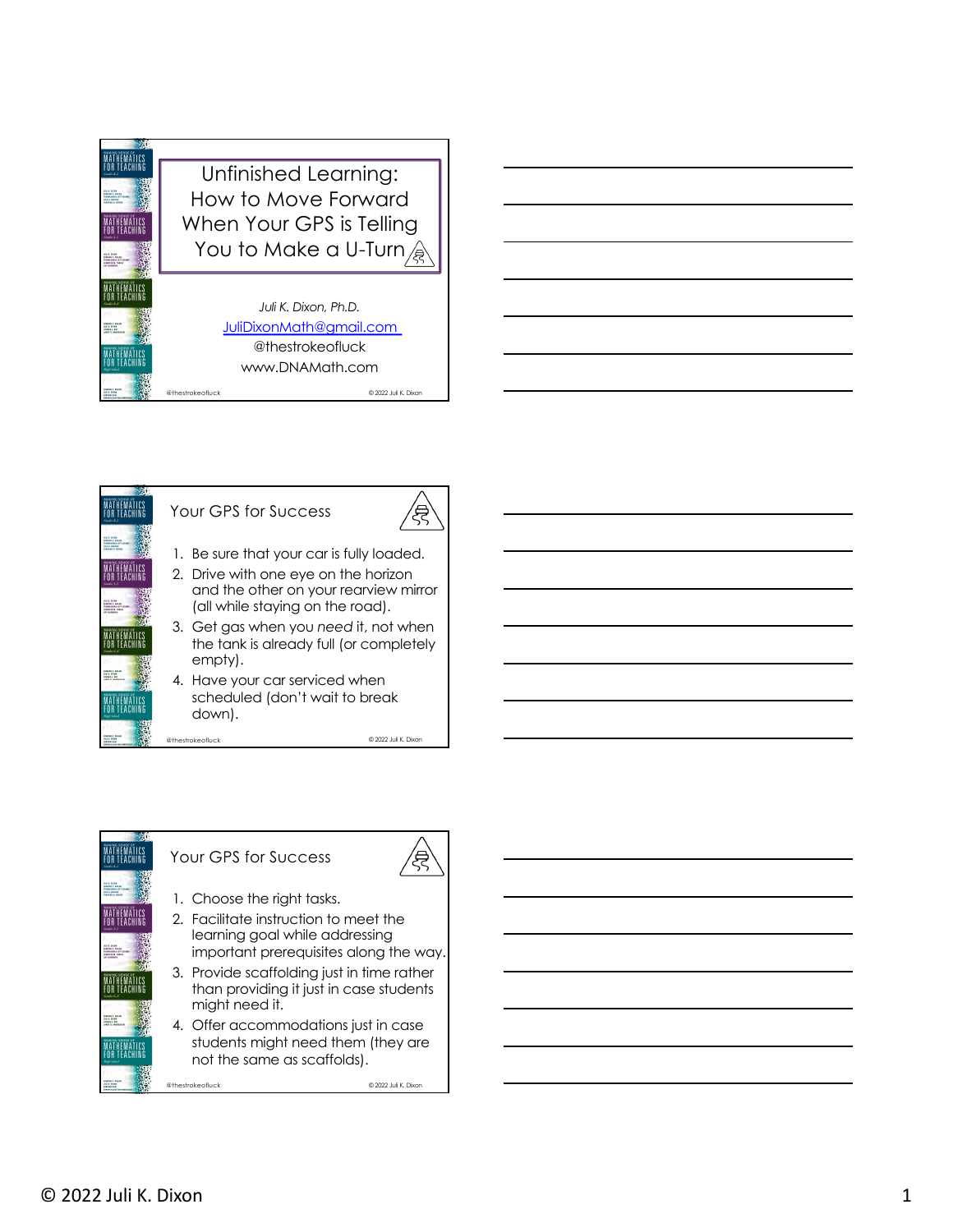# Unfinished Learning: How to Move Forward When Your GPS is Telling You to Make a U-Turn

*Juli K. Dixon, Ph.D.*

JuliDixonMath@gmail.com

@thestrokeofluck

www.DNAMath.com

## Your GPS for Success

1. Be sure that your car is fully loaded.
2. Drive with one eye on the horizon and the other on your rearview mirror (all while staying on the road).
3. Get gas when you *need* it, not when the tank is already full (or completely empty).
4. Have your car serviced when scheduled (don't wait to break down).

## Your GPS for Success

1. Choose the right tasks.
2. Facilitate instruction to meet the learning goal while addressing important prerequisites along the way.
3. Provide scaffolding just in time rather than providing it just in case students might need it.
4. Offer accommodations just in case students might need them (they are not the same as scaffolds).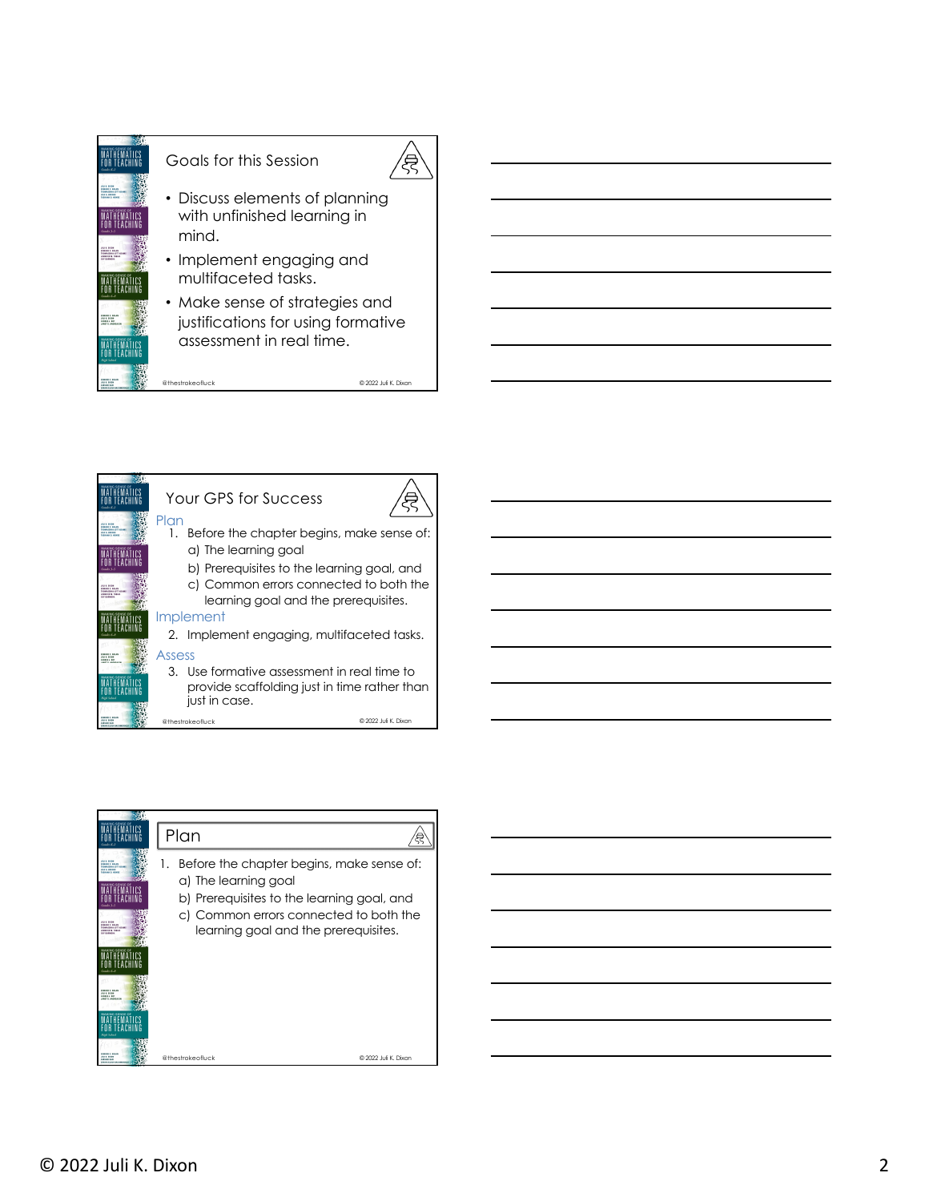## Goals for this Session

- Discuss elements of planning with unfinished learning in mind.
- Implement engaging and multifaceted tasks.
- Make sense of strategies and justifications for using formative assessment in real time.

@thestrokeofluck © 2022 Juli K. Dixon

## Your GPS for Success

Plan

1. Before the chapter begins, make sense of:
   a) The learning goal
   b) Prerequisites to the learning goal, and
   c) Common errors connected to both the learning goal and the prerequisites.

Implement

2. Implement engaging, multifaceted tasks.

Assess

3. Use formative assessment in real time to provide scaffolding just in time rather than just in case.

@thestrokeofluck © 2022 Juli K. Dixon

## Plan

1. Before the chapter begins, make sense of:
   a) The learning goal
   b) Prerequisites to the learning goal, and
   c) Common errors connected to both the learning goal and the prerequisites.

@thestrokeofluck © 2022 Juli K. Dixon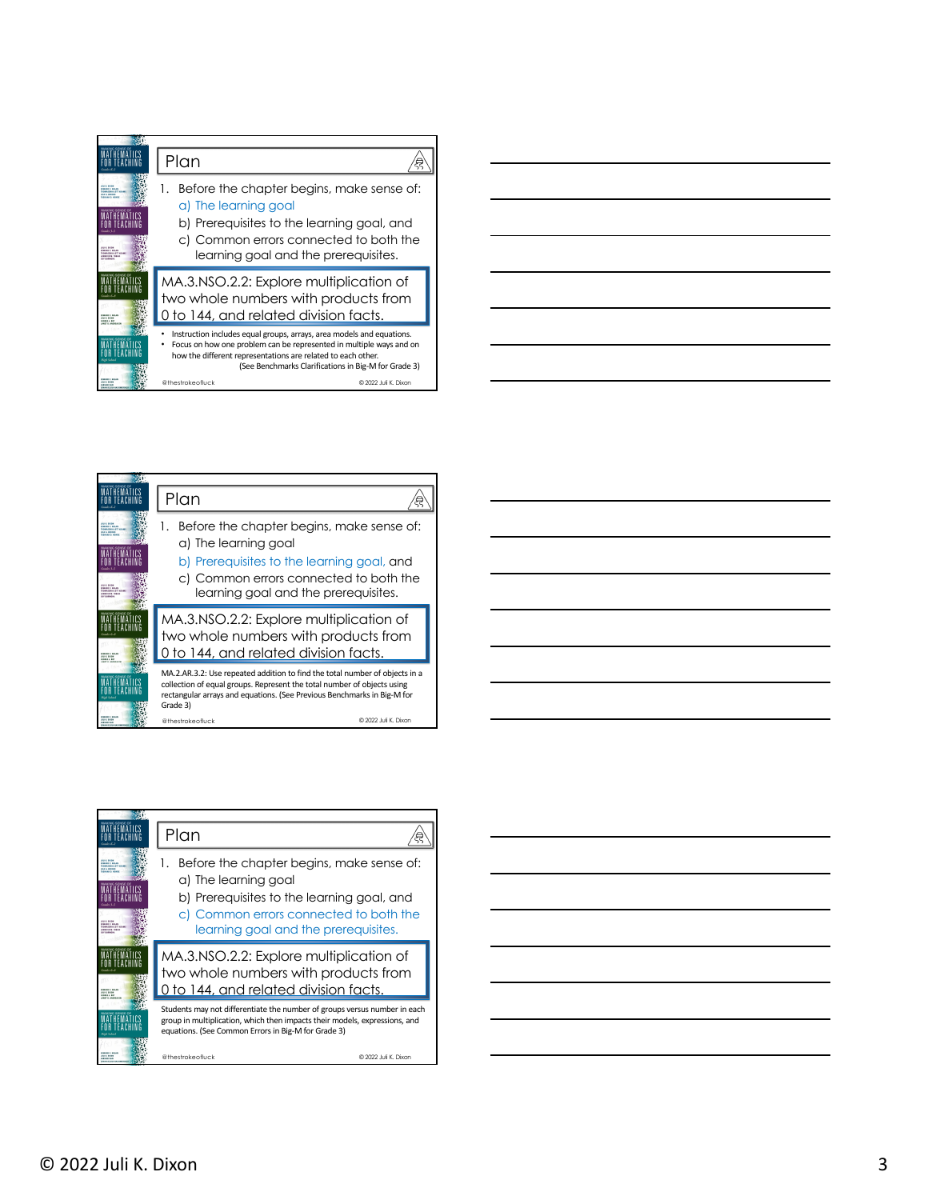## Plan

1. Before the chapter begins, make sense of:
   a) The learning goal
   b) Prerequisites to the learning goal, and
   c) Common errors connected to both the learning goal and the prerequisites.

MA.3.NSO.2.2: Explore multiplication of two whole numbers with products from 0 to 144, and related division facts.

- Instruction includes equal groups, arrays, area models and equations.
- Focus on how one problem can be represented in multiple ways and on how the different representations are related to each other.

(See Benchmarks Clarifications in Big-M for Grade 3)

@thestrokeofluck © 2022 Juli K. Dixon

## Plan

1. Before the chapter begins, make sense of:
   a) The learning goal
   b) Prerequisites to the learning goal, and
   c) Common errors connected to both the learning goal and the prerequisites.

MA.3.NSO.2.2: Explore multiplication of two whole numbers with products from 0 to 144, and related division facts.

MA.2.AR.3.2: Use repeated addition to find the total number of objects in a collection of equal groups. Represent the total number of objects using rectangular arrays and equations. (See Previous Benchmarks in Big-M for Grade 3)

@thestrokeofluck © 2022 Juli K. Dixon

## Plan

1. Before the chapter begins, make sense of:
   a) The learning goal
   b) Prerequisites to the learning goal, and
   c) Common errors connected to both the learning goal and the prerequisites.

MA.3.NSO.2.2: Explore multiplication of two whole numbers with products from 0 to 144, and related division facts.

Students may not differentiate the number of groups versus number in each group in multiplication, which then impacts their models, expressions, and equations. (See Common Errors in Big-M for Grade 3)

@thestrokeofluck © 2022 Juli K. Dixon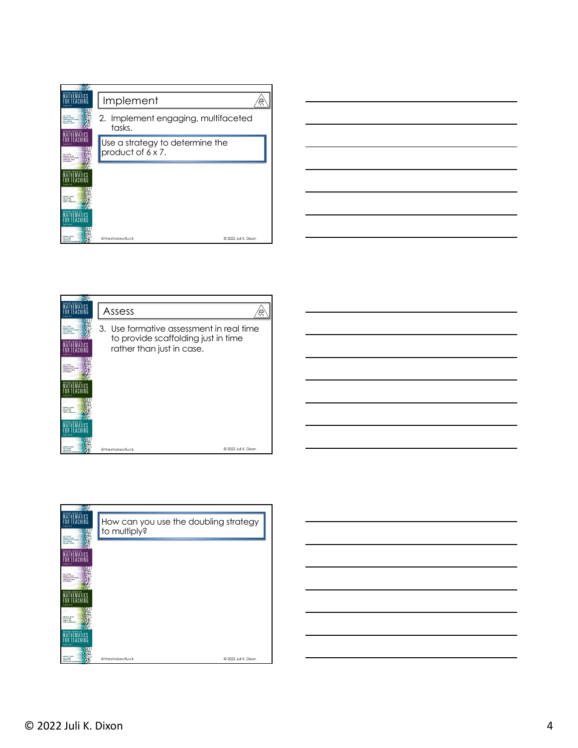## Implement

2. Implement engaging, multifaceted tasks.

Use a strategy to determine the product of $6 \times 7$.

@thestrokeofluck © 2022 Juli K. Dixon

## Assess

3. Use formative assessment in real time to provide scaffolding just in time rather than just in case.

@thestrokeofluck © 2022 Juli K. Dixon

How can you use the doubling strategy to multiply?

@thestrokeofluck © 2022 Juli K. Dixon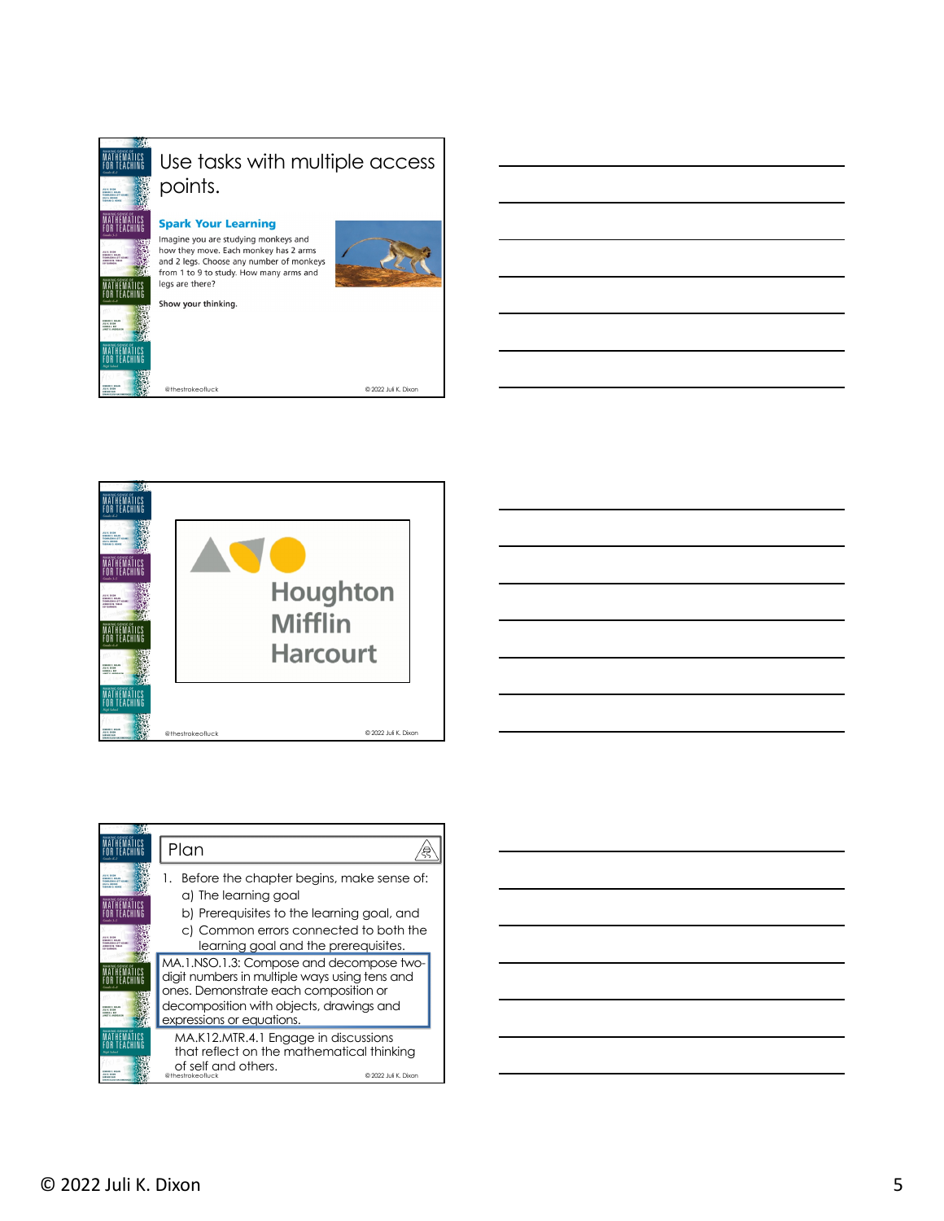## Use tasks with multiple access points.

**Spark Your Learning**

Imagine you are studying monkeys and how they move. Each monkey has 2 arms and 2 legs. Choose any number of monkeys from 1 to 9 to study. How many arms and legs are there?

Show your thinking.

@thestrokeofluck © 2022 Juli K. Dixon

---

Houghton Mifflin Harcourt

@thestrokeofluck © 2022 Juli K. Dixon

---

## Plan

1. Before the chapter begins, make sense of:
   a) The learning goal
   b) Prerequisites to the learning goal, and
   c) Common errors connected to both the learning goal and the prerequisites.

MA.1.NSO.1.3: Compose and decompose two-digit numbers in multiple ways using tens and ones. Demonstrate each composition or decomposition with objects, drawings and expressions or equations.

MA.K12.MTR.4.1 Engage in discussions that reflect on the mathematical thinking of self and others.

@thestrokeofluck © 2022 Juli K. Dixon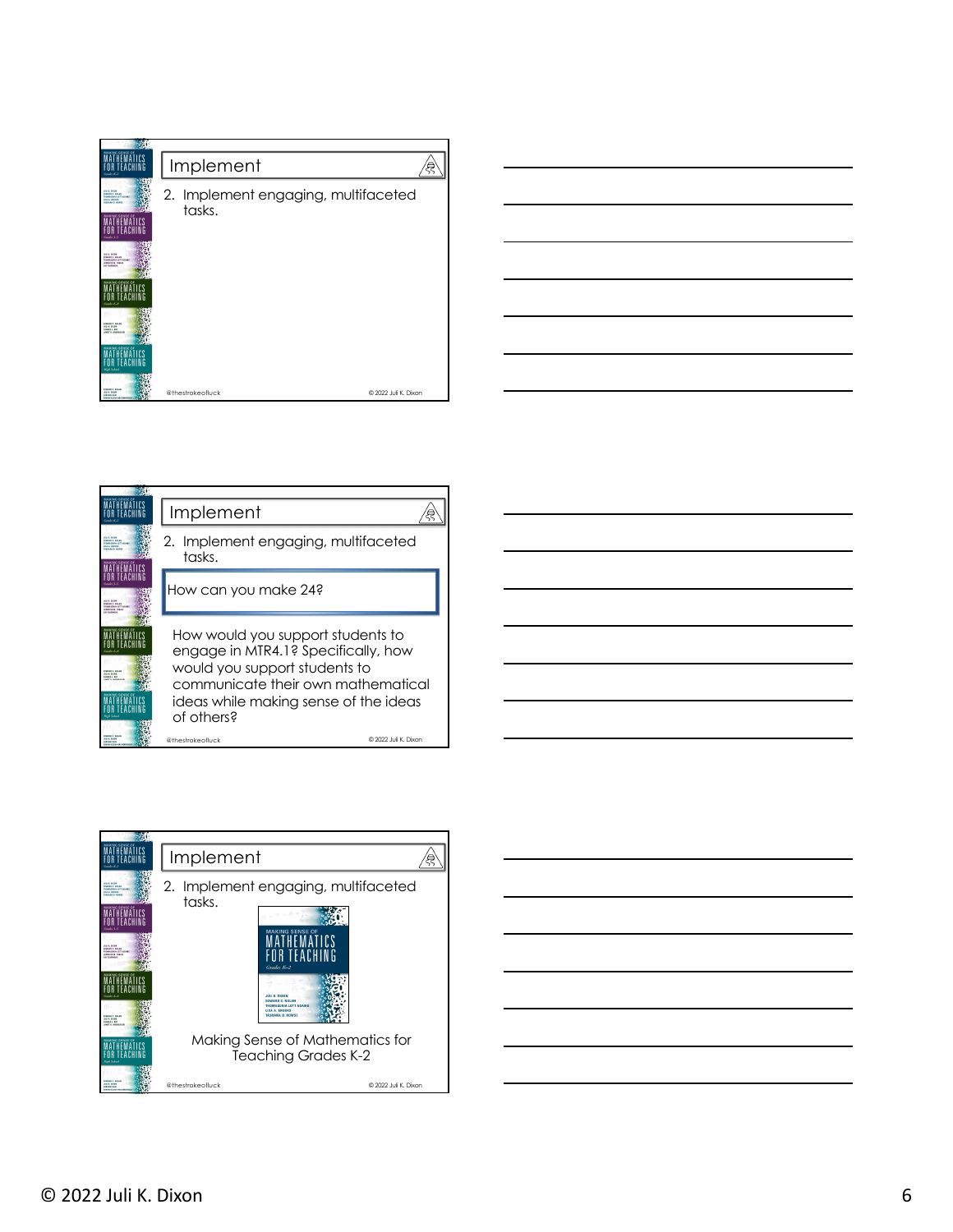## Implement

2. Implement engaging, multifaceted tasks.

@thestrokeofluck © 2022 Juli K. Dixon

## Implement

2. Implement engaging, multifaceted tasks.

How can you make 24?

How would you support students to engage in MTR4.1? Specifically, how would you support students to communicate their own mathematical ideas while making sense of the ideas of others?

@thestrokeofluck © 2022 Juli K. Dixon

## Implement

2. Implement engaging, multifaceted tasks.

Making Sense of Mathematics for Teaching Grades K-2

@thestrokeofluck © 2022 Juli K. Dixon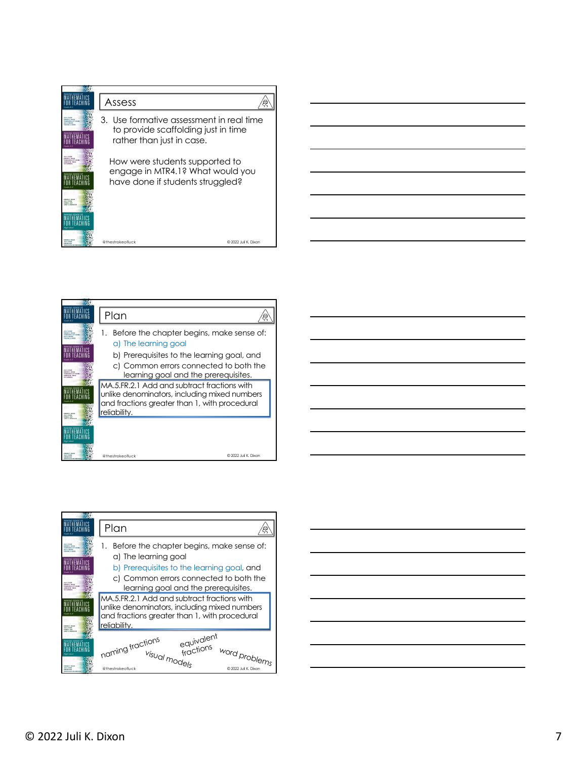## Assess

3. Use formative assessment in real time to provide scaffolding just in time rather than just in case.

How were students supported to engage in MTR4.1? What would you have done if students struggled?

## Plan

1. Before the chapter begins, make sense of:
   a) The learning goal
   b) Prerequisites to the learning goal, and
   c) Common errors connected to both the learning goal and the prerequisites.

MA.5.FR.2.1 Add and subtract fractions with unlike denominators, including mixed numbers and fractions greater than 1, with procedural reliability.

## Plan

1. Before the chapter begins, make sense of:
   a) The learning goal
   b) Prerequisites to the learning goal, and
   c) Common errors connected to both the learning goal and the prerequisites.

MA.5.FR.2.1 Add and subtract fractions with unlike denominators, including mixed numbers and fractions greater than 1, with procedural reliability.

naming fractions

visual models

equivalent fractions

word problems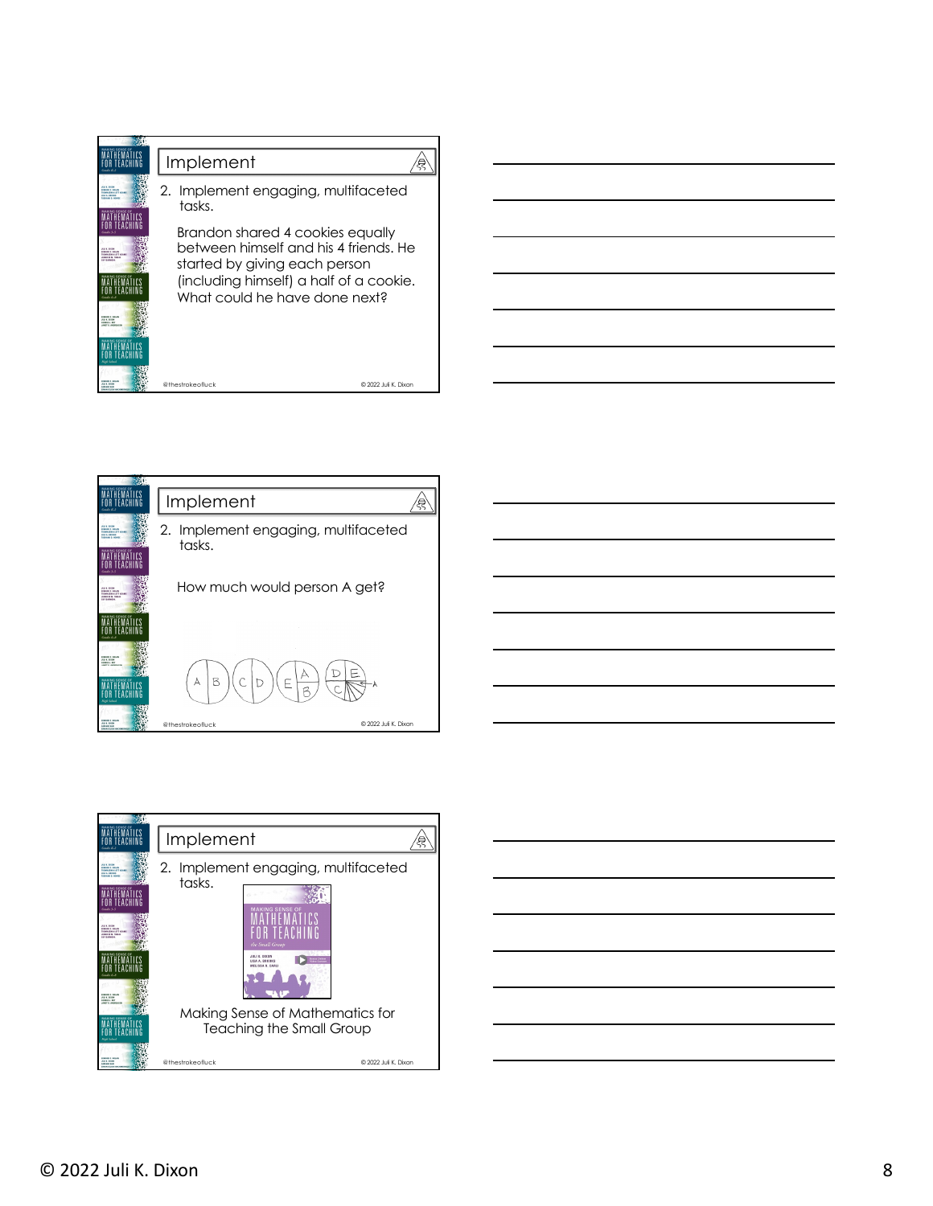## Implement

2. Implement engaging, multifaceted tasks.

Brandon shared 4 cookies equally between himself and his 4 friends. He started by giving each person (including himself) a half of a cookie. What could he have done next?

@thestrokeofluck © 2022 Juli K. Dixon

## Implement

2. Implement engaging, multifaceted tasks.

How much would person A get?

A B | C D | E A B | D E C A

@thestrokeofluck © 2022 Juli K. Dixon

## Implement

2. Implement engaging, multifaceted tasks.

MAKING SENSE OF MATHEMATICS FOR TEACHING the Small Group

JULI K. DIXON, LISA A. BROOKS, MELISSA R. CARLI

Making Sense of Mathematics for Teaching the Small Group

@thestrokeofluck © 2022 Juli K. Dixon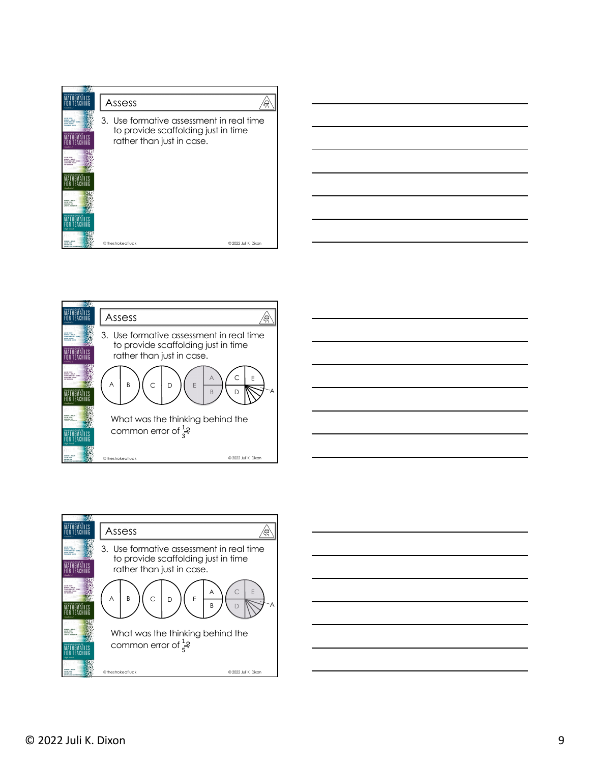## Assess

3. Use formative assessment in real time to provide scaffolding just in time rather than just in case.

## Assess

3. Use formative assessment in real time to provide scaffolding just in time rather than just in case.

A B | C D | E A B | C E D A

What was the thinking behind the common error of $\frac{1}{3}$?

## Assess

3. Use formative assessment in real time to provide scaffolding just in time rather than just in case.

A B | C D | E A B | C E D A

What was the thinking behind the common error of $\frac{1}{5}$?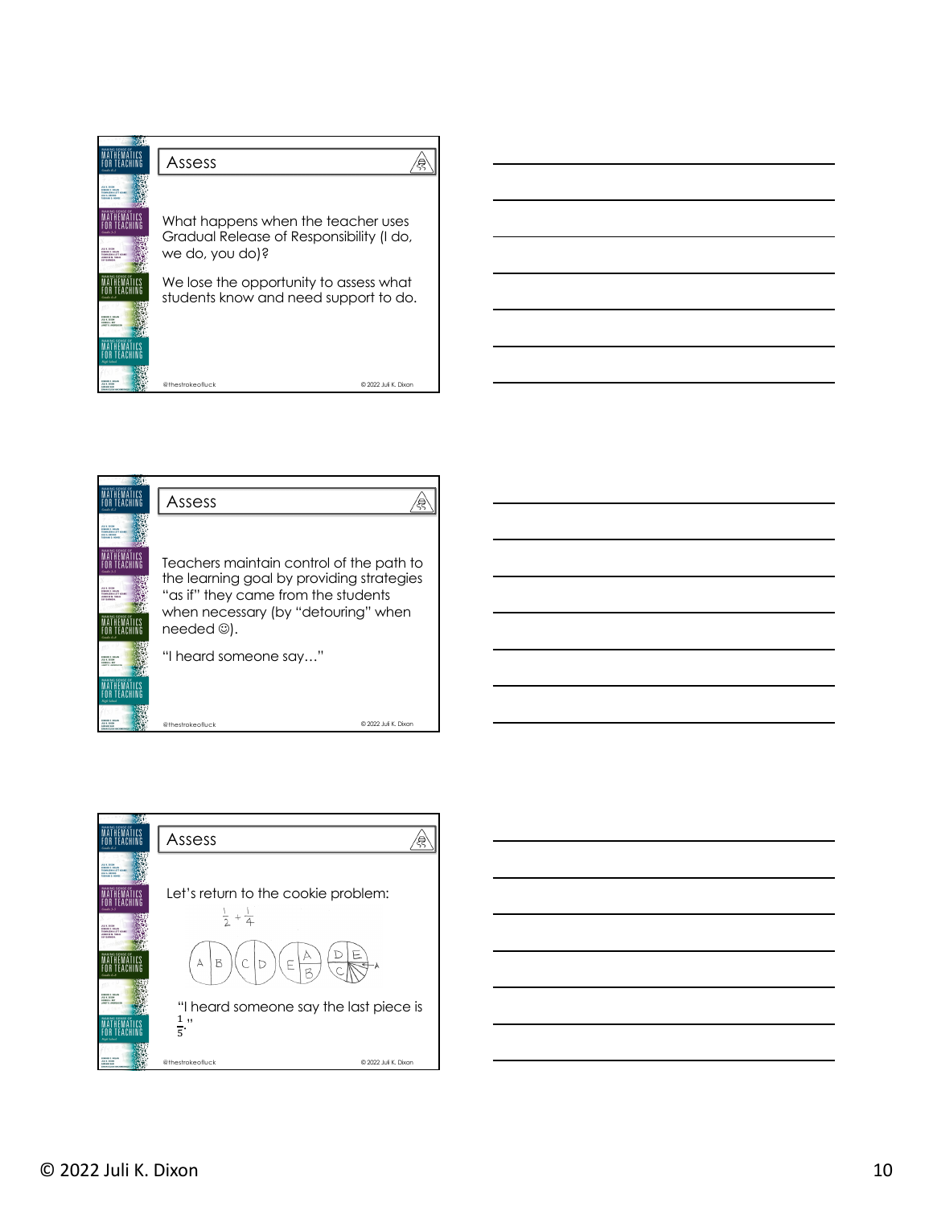## Assess

What happens when the teacher uses Gradual Release of Responsibility (I do, we do, you do)?

We lose the opportunity to assess what students know and need support to do.

@thestrokeofluck © 2022 Juli K. Dixon

## Assess

Teachers maintain control of the path to the learning goal by providing strategies "as if" they came from the students when necessary (by "detouring" when needed ☺).

"I heard someone say…"

@thestrokeofluck © 2022 Juli K. Dixon

## Assess

Let's return to the cookie problem:

$\frac{1}{2} + \frac{1}{4}$

"I heard someone say the last piece is $\frac{1}{5}$."

@thestrokeofluck © 2022 Juli K. Dixon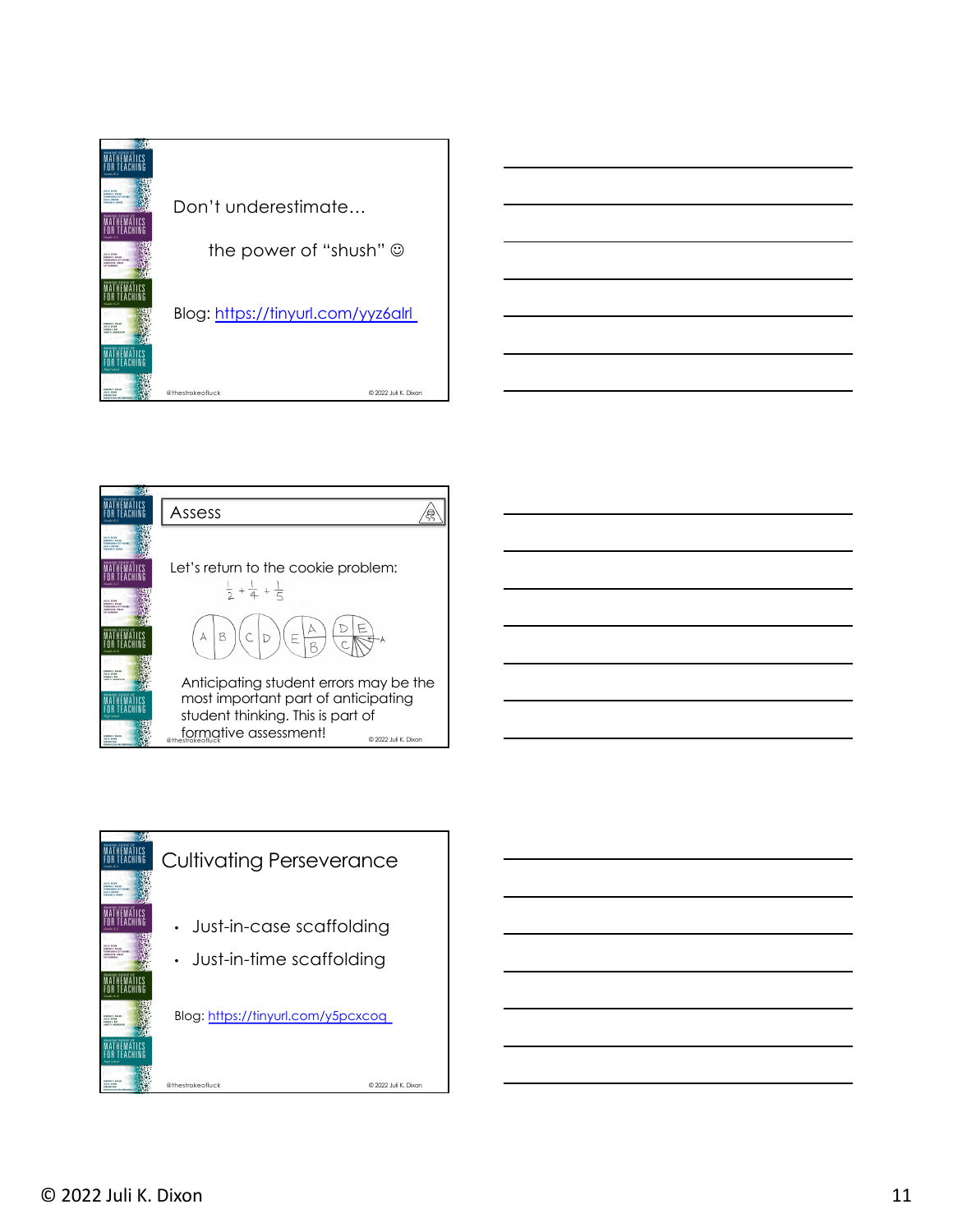Don't underestimate…

the power of "shush" ☺

Blog: https://tinyurl.com/yyz6alrl

@thestrokeofluck

© 2022 Juli K. Dixon

## Assess

Let's return to the cookie problem:

$\frac{1}{2} + \frac{1}{4} + \frac{1}{5}$

Anticipating student errors may be the most important part of anticipating student thinking. This is part of formative assessment!

@thestrokeofluck

© 2022 Juli K. Dixon

## Cultivating Perseverance

- Just-in-case scaffolding
- Just-in-time scaffolding

Blog: https://tinyurl.com/y5pcxcoq

@thestrokeofluck

© 2022 Juli K. Dixon